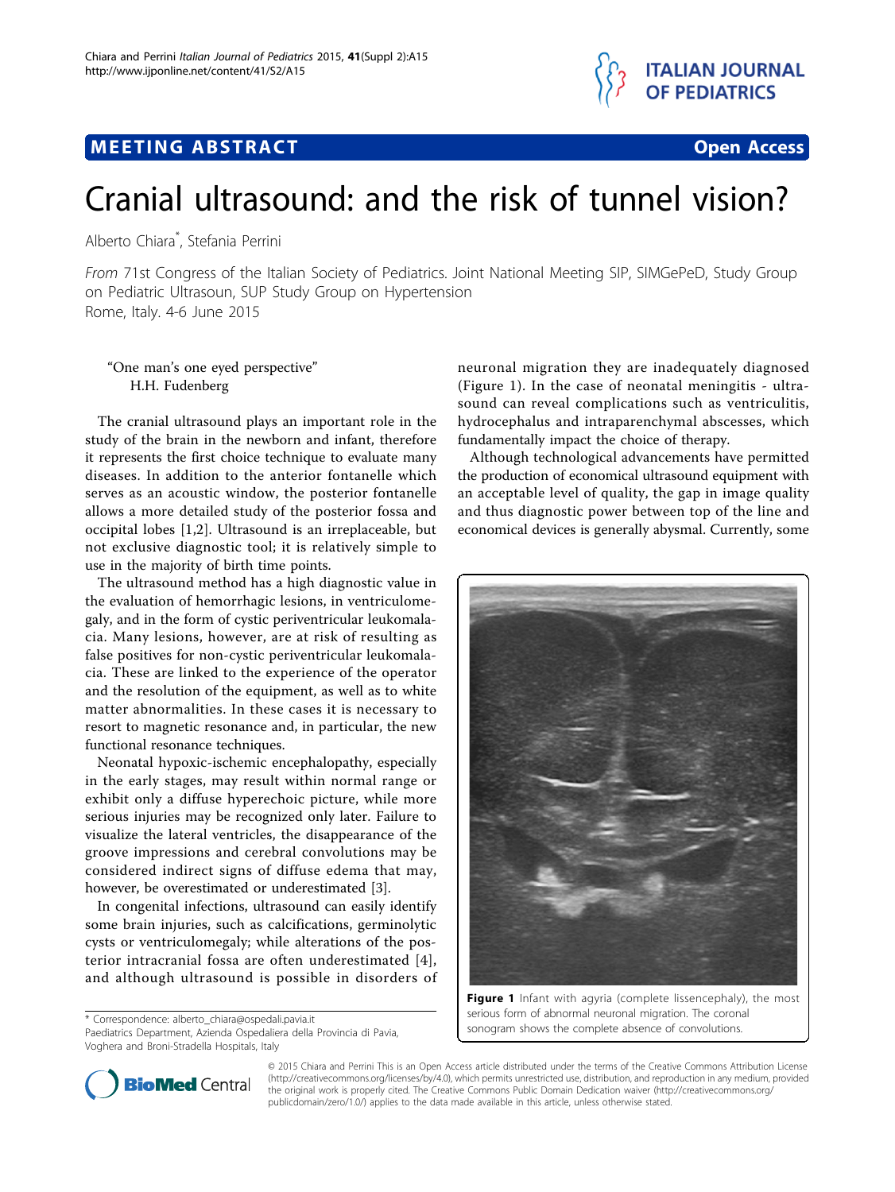# MEETING ABSTRACT

# Cranial ultrasound: and the risk of tunnel vision?

Alberto Chiara*, Stefania Perrini

*From* 71st Congress of the Italian Society of Pediatrics. Joint National Meeting SIP, SIMGePeD, Study Group on Pediatric Ultrasoun, SUP Study Group on Hypertension
Rome, Italy. 4-6 June 2015

> "One man's one eyed perspective"
> H.H. Fudenberg

The cranial ultrasound plays an important role in the study of the brain in the newborn and infant, therefore it represents the first choice technique to evaluate many diseases. In addition to the anterior fontanelle which serves as an acoustic window, the posterior fontanelle allows a more detailed study of the posterior fossa and occipital lobes [1,2]. Ultrasound is an irreplaceable, but not exclusive diagnostic tool; it is relatively simple to use in the majority of birth time points.

The ultrasound method has a high diagnostic value in the evaluation of hemorrhagic lesions, in ventriculomegaly, and in the form of cystic periventricular leukomalacia. Many lesions, however, are at risk of resulting as false positives for non-cystic periventricular leukomalacia. These are linked to the experience of the operator and the resolution of the equipment, as well as to white matter abnormalities. In these cases it is necessary to resort to magnetic resonance and, in particular, the new functional resonance techniques.

Neonatal hypoxic-ischemic encephalopathy, especially in the early stages, may result within normal range or exhibit only a diffuse hyperechoic picture, while more serious injuries may be recognized only later. Failure to visualize the lateral ventricles, the disappearance of the groove impressions and cerebral convolutions may be considered indirect signs of diffuse edema that may, however, be overestimated or underestimated [3].

In congenital infections, ultrasound can easily identify some brain injuries, such as calcifications, germinolytic cysts or ventriculomegaly; while alterations of the posterior intracranial fossa are often underestimated [4], and although ultrasound is possible in disorders of neuronal migration they are inadequately diagnosed (Figure 1). In the case of neonatal meningitis - ultrasound can reveal complications such as ventriculitis, hydrocephalus and intraparenchymal abscesses, which fundamentally impact the choice of therapy.

Although technological advancements have permitted the production of economical ultrasound equipment with an acceptable level of quality, the gap in image quality and thus diagnostic power between top of the line and economical devices is generally abysmal. Currently, some

**Figure 1** Infant with agyria (complete lissencephaly), the most serious form of abnormal neuronal migration. The coronal sonogram shows the complete absence of convolutions.

\* Correspondence: alberto_chiara@ospedali.pavia.it
Paediatrics Department, Azienda Ospedaliera della Provincia di Pavia, Voghera and Broni-Stradella Hospitals, Italy

© 2015 Chiara and Perrini This is an Open Access article distributed under the terms of the Creative Commons Attribution License (http://creativecommons.org/licenses/by/4.0), which permits unrestricted use, distribution, and reproduction in any medium, provided the original work is properly cited. The Creative Commons Public Domain Dedication waiver (http://creativecommons.org/publicdomain/zero/1.0/) applies to the data made available in this article, unless otherwise stated.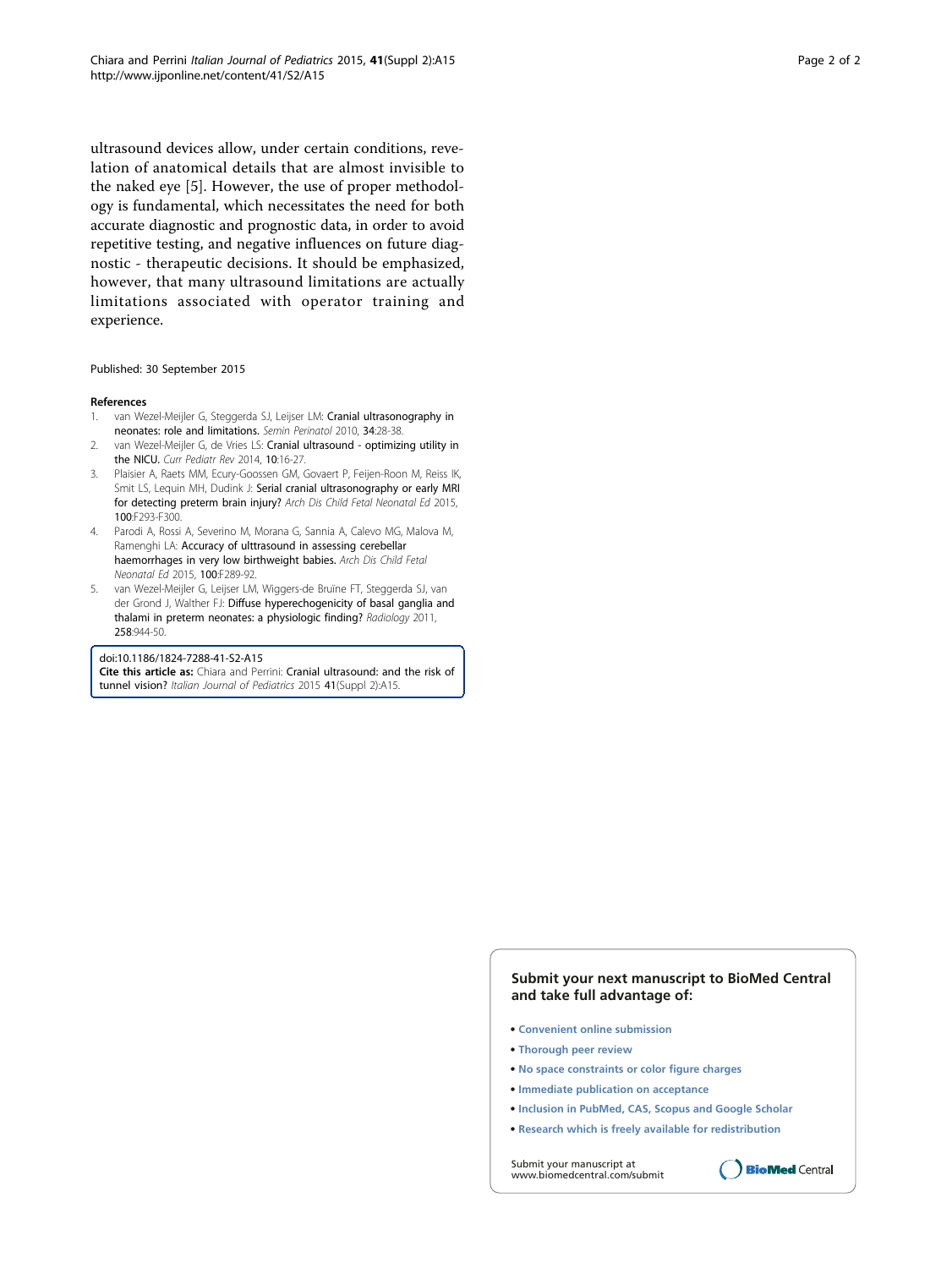ultrasound devices allow, under certain conditions, revelation of anatomical details that are almost invisible to the naked eye [5]. However, the use of proper methodology is fundamental, which necessitates the need for both accurate diagnostic and prognostic data, in order to avoid repetitive testing, and negative influences on future diagnostic - therapeutic decisions. It should be emphasized, however, that many ultrasound limitations are actually limitations associated with operator training and experience.

Published: 30 September 2015

## References

1. van Wezel-Meijler G, Steggerda SJ, Leijser LM: **Cranial ultrasonography in neonates: role and limitations.** *Semin Perinatol* 2010, **34**:28-38.
2. van Wezel-Meijler G, de Vries LS: **Cranial ultrasound - optimizing utility in the NICU.** *Curr Pediatr Rev* 2014, **10**:16-27.
3. Plaisier A, Raets MM, Ecury-Goossen GM, Govaert P, Feijen-Roon M, Reiss IK, Smit LS, Lequin MH, Dudink J: **Serial cranial ultrasonography or early MRI for detecting preterm brain injury?** *Arch Dis Child Fetal Neonatal Ed* 2015, **100**:F293-F300.
4. Parodi A, Rossi A, Severino M, Morana G, Sannia A, Calevo MG, Malova M, Ramenghi LA: **Accuracy of ulttrasound in assessing cerebellar haemorrhages in very low birthweight babies.** *Arch Dis Child Fetal Neonatal Ed* 2015, **100**:F289-92.
5. van Wezel-Meijler G, Leijser LM, Wiggers-de Bruïne FT, Steggerda SJ, van der Grond J, Walther FJ: **Diffuse hyperechogenicity of basal ganglia and thalami in preterm neonates: a physiologic finding?** *Radiology* 2011, **258**:944-50.

doi:10.1186/1824-7288-41-S2-A15
**Cite this article as:** Chiara and Perrini: **Cranial ultrasound: and the risk of tunnel vision?** *Italian Journal of Pediatrics* 2015 **41**(Suppl 2):A15.

**Submit your next manuscript to BioMed Central and take full advantage of:**

- Convenient online submission
- Thorough peer review
- No space constraints or color figure charges
- Immediate publication on acceptance
- Inclusion in PubMed, CAS, Scopus and Google Scholar
- Research which is freely available for redistribution

Submit your manuscript at
www.biomedcentral.com/submit